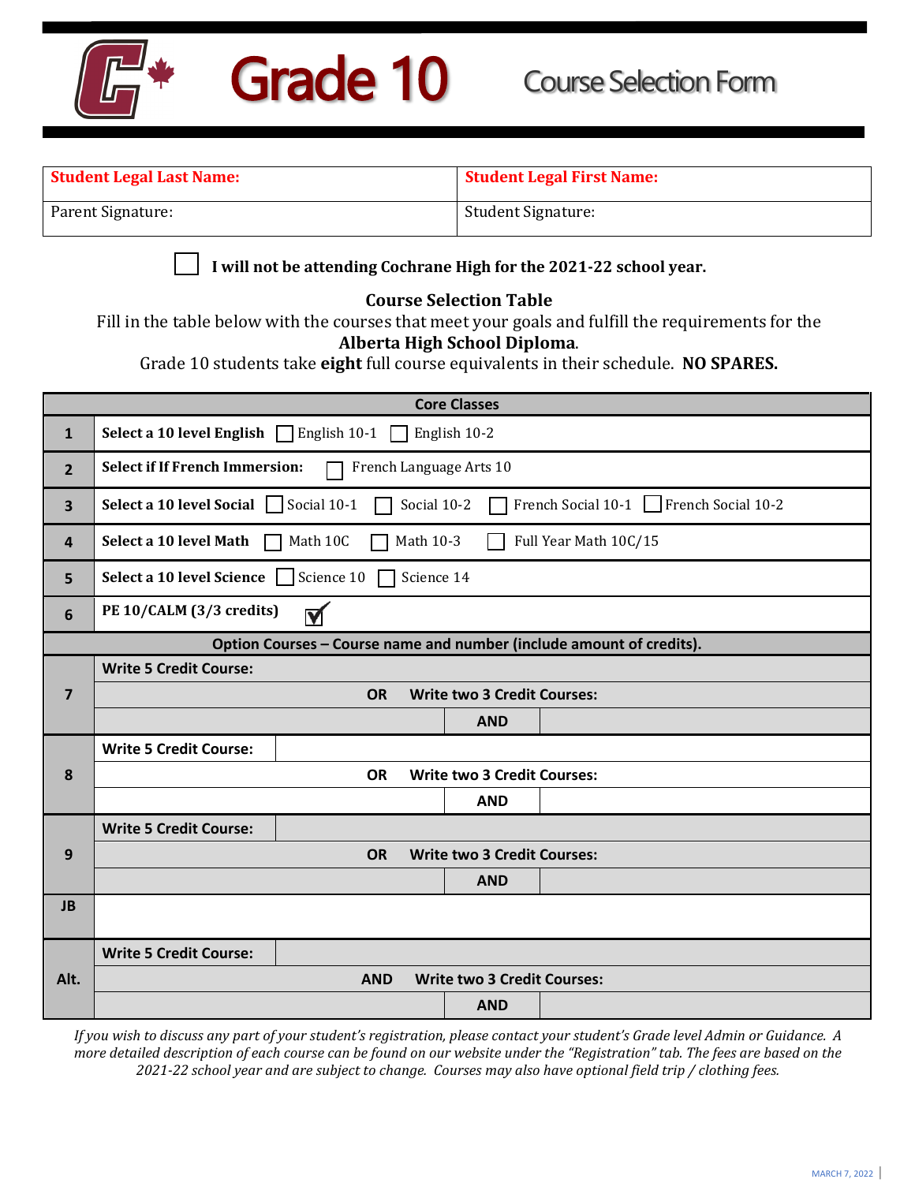# Grade 10 Course Selection Form

| **Student Legal Last Name:** | **Student Legal First Name:** |
|---|---|
| Parent Signature: | Student Signature: |

☐ **I will not be attending Cochrane High for the 2021-22 school year.**

**Course Selection Table**

Fill in the table below with the courses that meet your goals and fulfill the requirements for the **Alberta High School Diploma**.

Grade 10 students take **eight** full course equivalents in their schedule. **NO SPARES.**

| | **Core Classes** | | |
|---|---|---|---|
| 1 | **Select a 10 level English** ☐ English 10-1 ☐ English 10-2 | | |
| 2 | **Select if If French Immersion:** ☐ French Language Arts 10 | | |
| 3 | **Select a 10 level Social** ☐ Social 10-1 ☐ Social 10-2 ☐ French Social 10-1 ☐ French Social 10-2 | | |
| 4 | **Select a 10 level Math** ☐ Math 10C ☐ Math 10-3 ☐ Full Year Math 10C/15 | | |
| 5 | **Select a 10 level Science** ☐ Science 10 ☐ Science 14 | | |
| 6 | **PE 10/CALM (3/3 credits)** ☑ | | |
| | **Option Courses – Course name and number (include amount of credits).** | | |
| 7 | **Write 5 Credit Course:** | | |
| | **OR Write two 3 Credit Courses:** | | |
| | | **AND** | |
| 8 | **Write 5 Credit Course:** | | |
| | **OR Write two 3 Credit Courses:** | | |
| | | **AND** | |
| 9 | **Write 5 Credit Course:** | | |
| | **OR Write two 3 Credit Courses:** | | |
| | | **AND** | |
| JB | | | |
| Alt. | **Write 5 Credit Course:** | | |
| | **AND Write two 3 Credit Courses:** | | |
| | | **AND** | |

*If you wish to discuss any part of your student's registration, please contact your student's Grade level Admin or Guidance. A more detailed description of each course can be found on our website under the "Registration" tab. The fees are based on the 2021-22 school year and are subject to change. Courses may also have optional field trip / clothing fees.*

MARCH 7, 2022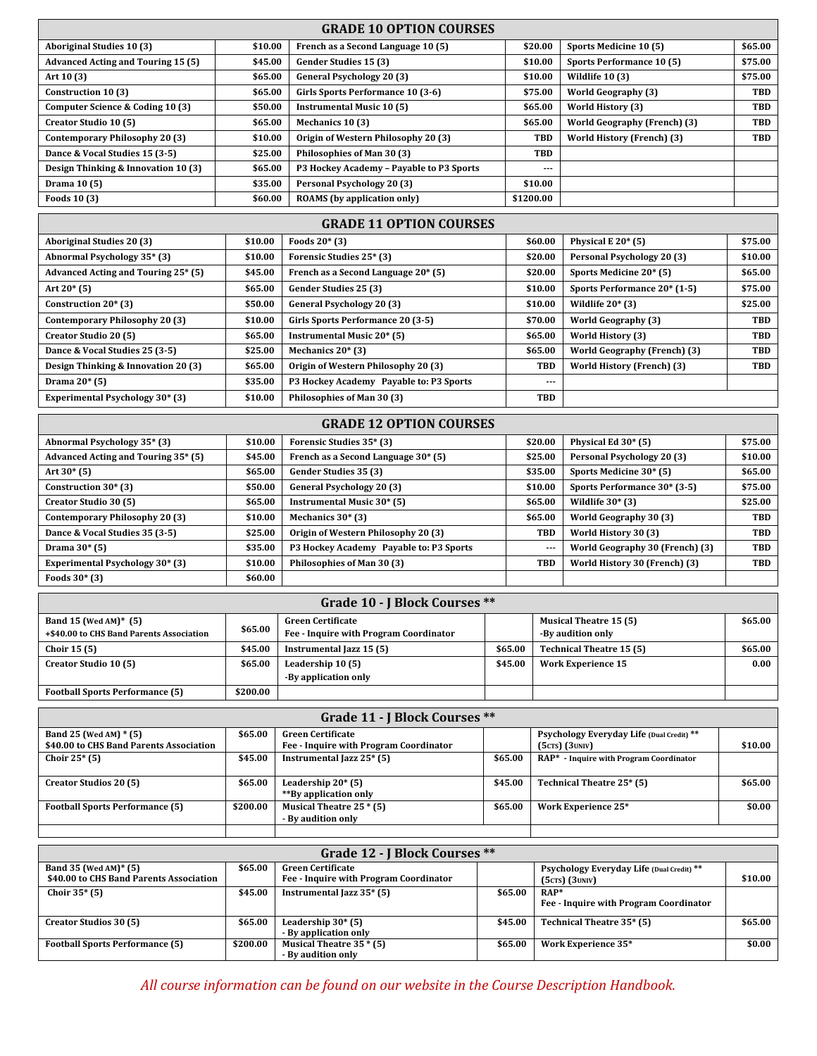## GRADE 10 OPTION COURSES

| | | | | | |
|---|---|---|---|---|---|
| Aboriginal Studies 10 (3) | $10.00 | French as a Second Language 10 (5) | $20.00 | Sports Medicine 10 (5) | $65.00 |
| Advanced Acting and Touring 15 (5) | $45.00 | Gender Studies 15 (3) | $10.00 | Sports Performance 10 (5) | $75.00 |
| Art 10 (3) | $65.00 | General Psychology 20 (3) | $10.00 | Wildlife 10 (3) | $75.00 |
| Construction 10 (3) | $65.00 | Girls Sports Performance 10 (3-6) | $75.00 | World Geography (3) | TBD |
| Computer Science & Coding 10 (3) | $50.00 | Instrumental Music 10 (5) | $65.00 | World History (3) | TBD |
| Creator Studio 10 (5) | $65.00 | Mechanics 10 (3) | $65.00 | World Geography (French) (3) | TBD |
| Contemporary Philosophy 20 (3) | $10.00 | Origin of Western Philosophy 20 (3) | TBD | World History (French) (3) | TBD |
| Dance & Vocal Studies 15 (3-5) | $25.00 | Philosophies of Man 30 (3) | TBD | | |
| Design Thinking & Innovation 10 (3) | $65.00 | P3 Hockey Academy – Payable to P3 Sports | --- | | |
| Drama 10 (5) | $35.00 | Personal Psychology 20 (3) | $10.00 | | |
| Foods 10 (3) | $60.00 | ROAMS (by application only) | $1200.00 | | |

## GRADE 11 OPTION COURSES

| | | | | | |
|---|---|---|---|---|---|
| Aboriginal Studies 20 (3) | $10.00 | Foods 20* (3) | $60.00 | Physical E 20* (5) | $75.00 |
| Abnormal Psychology 35* (3) | $10.00 | Forensic Studies 25* (3) | $20.00 | Personal Psychology 20 (3) | $10.00 |
| Advanced Acting and Touring 25* (5) | $45.00 | French as a Second Language 20* (5) | $20.00 | Sports Medicine 20* (5) | $65.00 |
| Art 20* (5) | $65.00 | Gender Studies 25 (3) | $10.00 | Sports Performance 20* (1-5) | $75.00 |
| Construction 20* (3) | $50.00 | General Psychology 20 (3) | $10.00 | Wildlife 20* (3) | $25.00 |
| Contemporary Philosophy 20 (3) | $10.00 | Girls Sports Performance 20 (3-5) | $70.00 | World Geography (3) | TBD |
| Creator Studio 20 (5) | $65.00 | Instrumental Music 20* (5) | $65.00 | World History (3) | TBD |
| Dance & Vocal Studies 25 (3-5) | $25.00 | Mechanics 20* (3) | $65.00 | World Geography (French) (3) | TBD |
| Design Thinking & Innovation 20 (3) | $65.00 | Origin of Western Philosophy 20 (3) | TBD | World History (French) (3) | TBD |
| Drama 20* (5) | $35.00 | P3 Hockey Academy Payable to: P3 Sports | --- | | |
| Experimental Psychology 30* (3) | $10.00 | Philosophies of Man 30 (3) | TBD | | |

## GRADE 12 OPTION COURSES

| | | | | | |
|---|---|---|---|---|---|
| Abnormal Psychology 35* (3) | $10.00 | Forensic Studies 35* (3) | $20.00 | Physical Ed 30* (5) | $75.00 |
| Advanced Acting and Touring 35* (5) | $45.00 | French as a Second Language 30* (5) | $25.00 | Personal Psychology 20 (3) | $10.00 |
| Art 30* (5) | $65.00 | Gender Studies 35 (3) | $35.00 | Sports Medicine 30* (5) | $65.00 |
| Construction 30* (3) | $50.00 | General Psychology 20 (3) | $10.00 | Sports Performance 30* (3-5) | $75.00 |
| Creator Studio 30 (5) | $65.00 | Instrumental Music 30* (5) | $65.00 | Wildlife 30* (3) | $25.00 |
| Contemporary Philosophy 20 (3) | $10.00 | Mechanics 30* (3) | $65.00 | World Geography 30 (3) | TBD |
| Dance & Vocal Studies 35 (3-5) | $25.00 | Origin of Western Philosophy 20 (3) | TBD | World History 30 (3) | TBD |
| Drama 30* (5) | $35.00 | P3 Hockey Academy Payable to: P3 Sports | --- | World Geography 30 (French) (3) | TBD |
| Experimental Psychology 30* (3) | $10.00 | Philosophies of Man 30 (3) | TBD | World History 30 (French) (3) | TBD |
| Foods 30* (3) | $60.00 | | | | |

## Grade 10 - J Block Courses **

| | | | | | |
|---|---|---|---|---|---|
| Band 15 (Wed AM)* (5)<br>+$40.00 to CHS Band Parents Association | $65.00 | Green Certificate<br>Fee - Inquire with Program Coordinator | | Musical Theatre 15 (5)<br>-By audition only | $65.00 |
| Choir 15 (5) | $45.00 | Instrumental Jazz 15 (5) | $65.00 | Technical Theatre 15 (5) | $65.00 |
| Creator Studio 10 (5) | $65.00 | Leadership 10 (5)<br>-By application only | $45.00 | Work Experience 15 | 0.00 |
| Football Sports Performance (5) | $200.00 | | | | |

## Grade 11 - J Block Courses **

| | | | | | |
|---|---|---|---|---|---|
| Band 25 (Wed AM) * (5)<br>$40.00 to CHS Band Parents Association | $65.00 | Green Certificate<br>Fee - Inquire with Program Coordinator | | Psychology Everyday Life (Dual Credit) **<br>(5CTS) (3UNIV) | $10.00 |
| Choir 25* (5) | $45.00 | Instrumental Jazz 25* (5) | $65.00 | RAP* - Inquire with Program Coordinator | |
| Creator Studios 20 (5) | $65.00 | Leadership 20* (5)<br>**By application only | $45.00 | Technical Theatre 25* (5) | $65.00 |
| Football Sports Performance (5) | $200.00 | Musical Theatre 25 * (5)<br>- By audition only | $65.00 | Work Experience 25* | $0.00 |

## Grade 12 - J Block Courses **

| | | | | | |
|---|---|---|---|---|---|
| Band 35 (Wed AM)* (5)<br>$40.00 to CHS Band Parents Association | $65.00 | Green Certificate<br>Fee - Inquire with Program Coordinator | | Psychology Everyday Life (Dual Credit) **<br>(5CTS) (3UNIV) | $10.00 |
| Choir 35* (5) | $45.00 | Instrumental Jazz 35* (5) | $65.00 | RAP*<br>Fee - Inquire with Program Coordinator | |
| Creator Studios 30 (5) | $65.00 | Leadership 30* (5)<br>- By application only | $45.00 | Technical Theatre 35* (5) | $65.00 |
| Football Sports Performance (5) | $200.00 | Musical Theatre 35 * (5)<br>- By audition only | $65.00 | Work Experience 35* | $0.00 |

*All course information can be found on our website in the Course Description Handbook.*